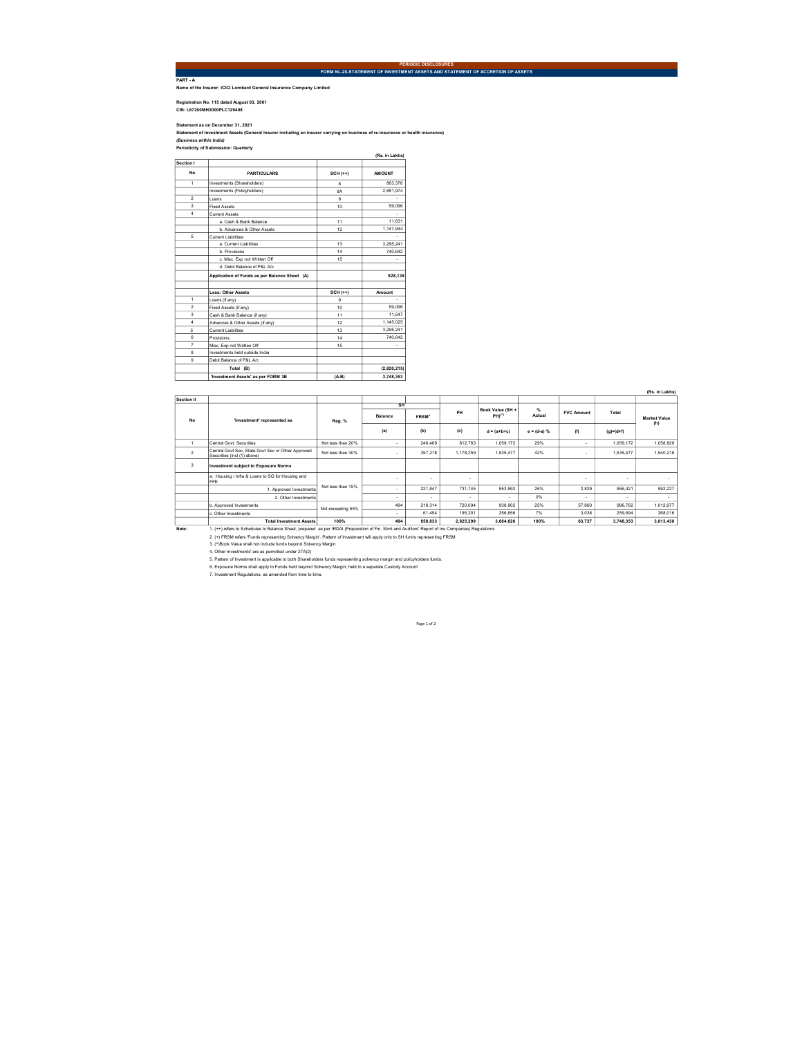PERIODIC DISCLOSURES

FORM NL-28-STATEMENT OF INVESTMENT ASSETS AND STATEMENT OF ACCRETION OF ASSETS

**PART - A**

**Name of the Insurer: ICICI Lombard General Insurance Company Limited**

**Registration No. 115 dated August 03, 2001**
**CIN: L67200MH2000PLC129408**

**Statement as on December 31, 2021**
**Statement of Investment Assets (General Insurer including an insurer carrying on business of re-insurance or health insurance)**
***(Business within India)***
**Periodicity of Submission: Quarterly**

(Rs. in Lakhs)

| Section I | | | |
|---|---|---|---|
| No | PARTICULARS | SCH (++) | AMOUNT |
| 1 | Investments (Shareholders) | 8 | 863,376 |
| | Investments (Policyholders) | 8A | 2,881,974 |
| 2 | Loans | 9 | - |
| 3 | Fixed Assets | 10 | 59,096 |
| 4 | Current Assets | | - |
| | a. Cash & Bank Balance | 11 | 11,631 |
| | b. Advances & Other Assets | 12 | 1,147,944 |
| 5 | Current Liabilities | | - |
| | a. Current Liabilities | 13 | 3,295,241 |
| | b. Provisions | 14 | 740,642 |
| | c. Misc. Exp not Written Off | 15 | - |
| | d. Debit Balance of P&L A/c | | |
| | **Application of Funds as per Balance Sheet (A)** | | **928,138** |
| | | | |
| | **Less: Other Assets** | **SCH (++)** | **Amount** |
| 1 | Loans (if any) | 9 | - |
| 2 | Fixed Assets (if any) | 10 | 59,096 |
| 3 | Cash & Bank Balance (if any) | 11 | 11,547 |
| 4 | Advances & Other Assets (if any) | 12 | 1,145,025 |
| 5 | Current Liabilities | 13 | 3,295,241 |
| 6 | Provisions | 14 | 740,642 |
| 7 | Misc. Exp not Written Off | 15 | - |
| 8 | Investments held outside India | | |
| 9 | Debit Balance of P&L A/c | | |
| | **Total (B)** | | **(2,820,215)** |
| | **'Investment Assets' as per FORM 3B** | **(A-B)** | **3,748,353** |

(Rs. in Lakhs)

| Section II | | | SH | | | | | | | |
|---|---|---|---|---|---|---|---|---|---|---|
| No | 'Investment' represented as | Reg. % | Balance | FRSM+ | PH | Book Value (SH + PH)(*) | % Actual | FVC Amount | Total | Market Value (h) |
| | | | (a) | (b) | (c) | d = (a+b+c) | e = (d-a) % | (f) | (g)=(d+f) | |
| 1 | Central Govt. Securities | Not less than 20% | - | 246,409 | 812,763 | 1,059,172 | 29% | - | 1,059,172 | 1,058,829 |
| 2 | Central Govt Sec, State Govt Sec or Other Approved Securities (incl (1) above) | Not less than 30% | - | 357,218 | 1,178,259 | 1,535,477 | 42% | - | 1,535,477 | 1,540,218 |
| 3 | **Investment subject to Exposure Norms** | | | | | | | | | |
| | a. Housing / Infra & Loans to SG for Housing and FFE | Not less than 15% | - | - | - | | | - | - | - |
| | 1. Approved Investments | | - | 221,847 | 731,745 | 953,592 | 26% | 2,829 | 956,421 | 992,227 |
| | 2. Other Investments | | - | - | - | - | 0% | - | - | - |
| | b. Approved Investments | Not exceeding 55% | 494 | 218,314 | 720,094 | 938,902 | 25% | 57,860 | 996,762 | 1,012,977 |
| | c. Other Investments | | - | 61,454 | 195,201 | 256,656 | 7% | 3,038 | 259,694 | 268,016 |
| | **Total Investment Assets** | **100%** | **494** | **858,833** | **2,825,299** | **3,684,626** | **100%** | **63,727** | **3,748,353** | **3,813,438** |

**Note:**

1. (++) refers to Schedules to Balance Sheet, prepared as per IRDAI (Preparation of Fin. Stmt and Auditors' Report of Ins Companies) Regulations
2. (+) FRSM refers 'Funds representing Solvency Margin'. Pattern of Investment will apply only to SH funds representing FRSM
3. (*)Book Value shall not include funds beyond Solvency Margin
4. Other Investments' are as permitted under 27A(2)
5. Pattern of Investment is applicable to both Shareholders funds representing solvency margin and policyholders funds.
6. Exposure Norms shall apply to Funds held beyond Solvency Margin, held in a separate Custody Account
7. Investment Regulations, as amended from time to time.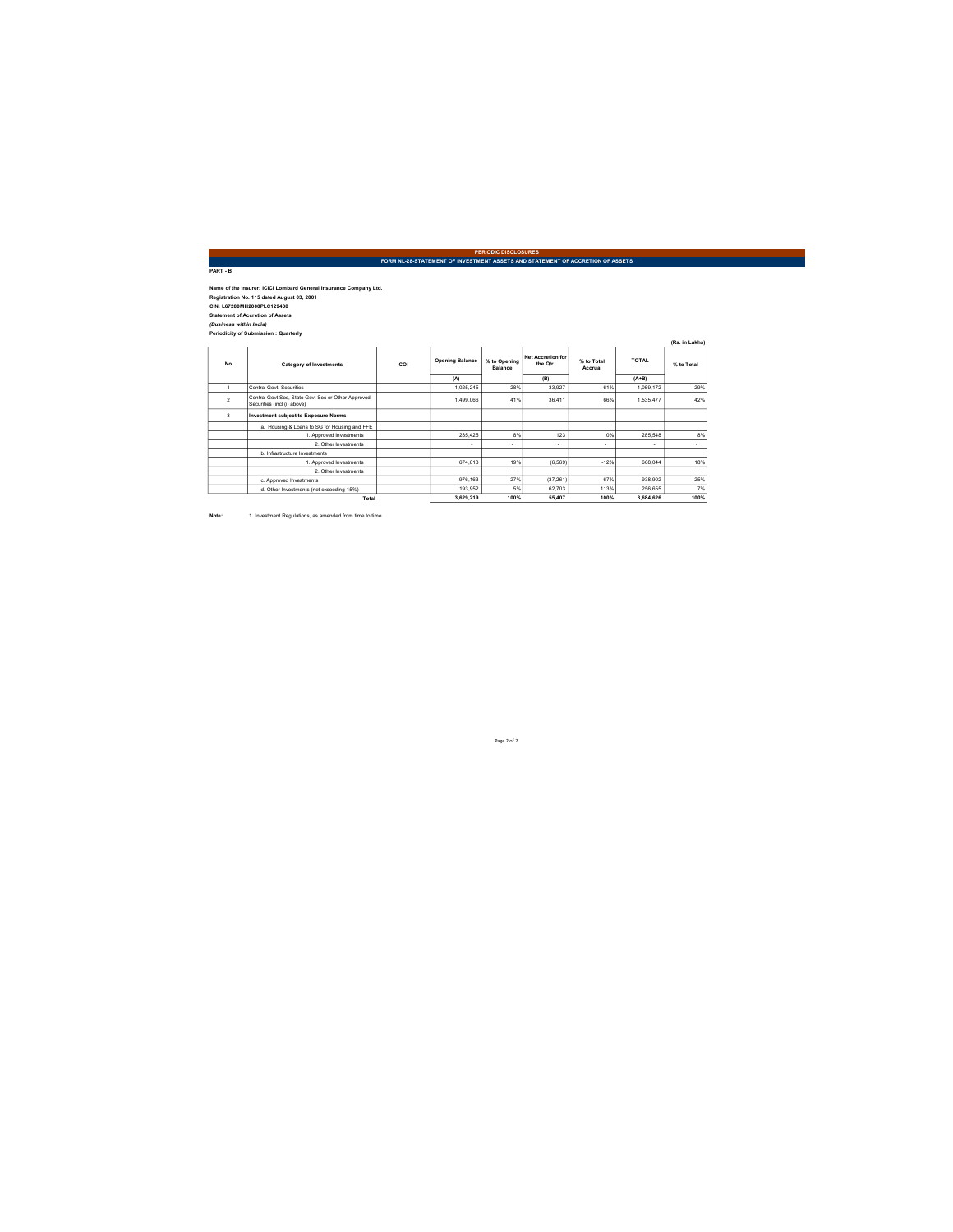PERIODIC DISCLOSURES

FORM NL-28-STATEMENT OF INVESTMENT ASSETS AND STATEMENT OF ACCRETION OF ASSETS

**PART - B**

**Name of the Insurer: ICICI Lombard General Insurance Company Ltd.**

**Registration No. 115 dated August 03, 2001**

**CIN: L67200MH2000PLC129408**

**Statement of Accretion of Assets**

***(Business within India)***

**Periodicity of Submission : Quarterly**

**(Rs. in Lakhs)**

| No | Category of Investments | COI | Opening Balance | % to Opening Balance | Net Accretion for the Qtr. | % to Total Accrual | TOTAL | % to Total |
|---|---|---|---|---|---|---|---|---|
| | | | (A) | | (B) | | (A+B) | |
| 1 | Central Govt. Securities | | 1,025,245 | 28% | 33,927 | 61% | 1,059,172 | 29% |
| 2 | Central Govt Sec, State Govt Sec or Other Approved Securities (incl (i) above) | | 1,499,066 | 41% | 36,411 | 66% | 1,535,477 | 42% |
| 3 | **Investment subject to Exposure Norms** | | | | | | | |
| | a. Housing & Loans to SG for Housing and FFE | | | | | | | |
| | 1. Approved Investments | | 285,425 | 8% | 123 | 0% | 285,548 | 8% |
| | 2. Other Investments | | - | - | - | - | - | - |
| | b. Infrastructure Investments | | | | | | | |
| | 1. Approved Investments | | 674,613 | 19% | (6,569) | -12% | 668,044 | 18% |
| | 2. Other Investments | | - | - | - | - | - | - |
| | c. Approved Investments | | 976,163 | 27% | (37,261) | -67% | 938,902 | 25% |
| | d. Other Investments (not exceeding 15%) | | 193,952 | 5% | 62,703 | 113% | 256,655 | 7% |
| | **Total** | | **3,629,219** | **100%** | **55,407** | **100%** | **3,684,626** | **100%** |

**Note:** 1. Investment Regulations, as amended from time to time